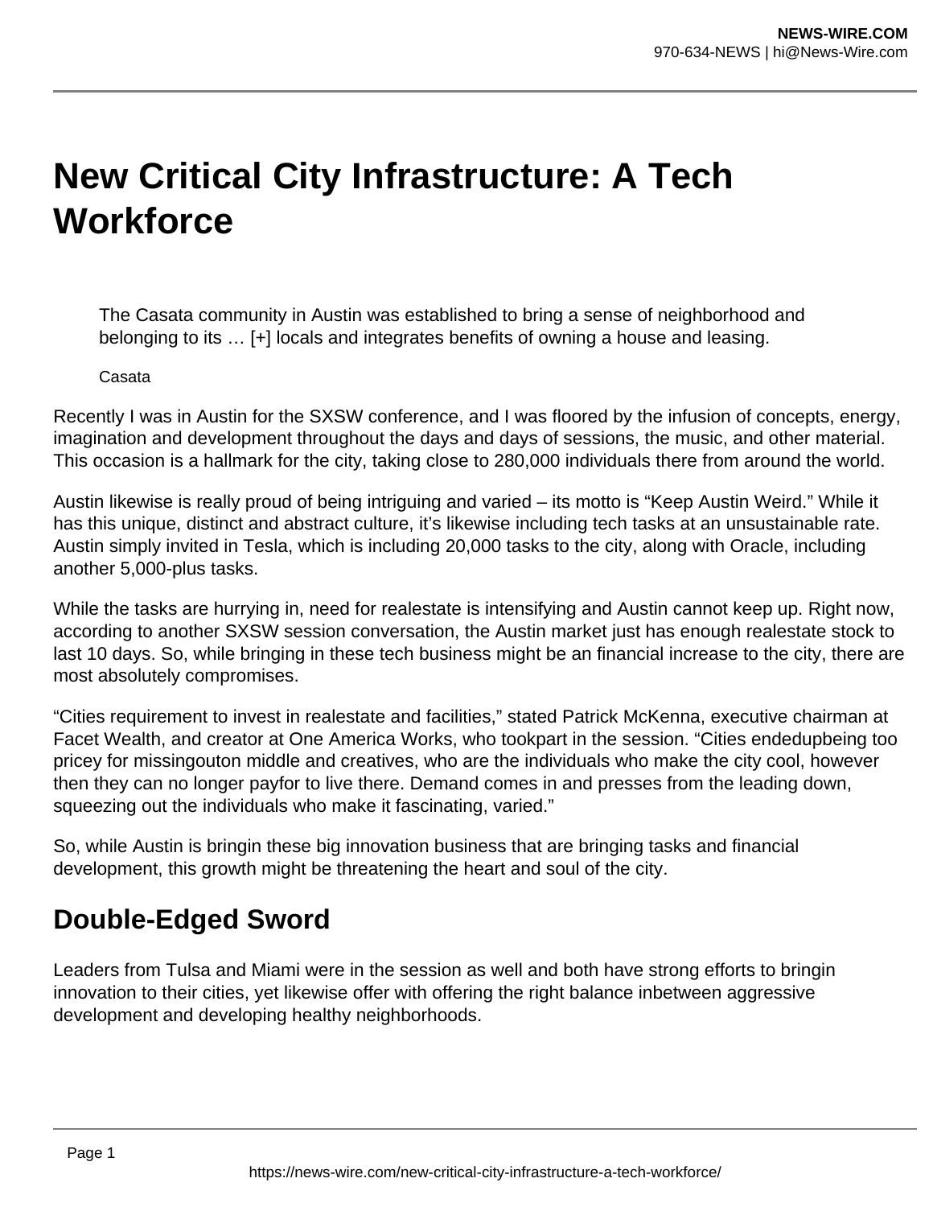# New Critical City Infrastructure: A Tech Workforce

The Casata community in Austin was established to bring a sense of neighborhood and belonging to its … [+] locals and integrates benefits of owning a house and leasing.

Casata

Recently I was in Austin for the SXSW conference, and I was floored by the infusion of concepts, energy, imagination and development throughout the days and days of sessions, the music, and other material. This occasion is a hallmark for the city, taking close to 280,000 individuals there from around the world.

Austin likewise is really proud of being intriguing and varied – its motto is "Keep Austin Weird." While it has this unique, distinct and abstract culture, it's likewise including tech tasks at an unsustainable rate. Austin simply invited in Tesla, which is including 20,000 tasks to the city, along with Oracle, including another 5,000-plus tasks.

While the tasks are hurrying in, need for realestate is intensifying and Austin cannot keep up. Right now, according to another SXSW session conversation, the Austin market just has enough realestate stock to last 10 days. So, while bringing in these tech business might be an financial increase to the city, there are most absolutely compromises.

"Cities requirement to invest in realestate and facilities," stated Patrick McKenna, executive chairman at Facet Wealth, and creator at One America Works, who tookpart in the session. "Cities endedupbeing too pricey for missingouton middle and creatives, who are the individuals who make the city cool, however then they can no longer payfor to live there. Demand comes in and presses from the leading down, squeezing out the individuals who make it fascinating, varied."

So, while Austin is bringin these big innovation business that are bringing tasks and financial development, this growth might be threatening the heart and soul of the city.

## Double-Edged Sword

Leaders from Tulsa and Miami were in the session as well and both have strong efforts to bringin innovation to their cities, yet likewise offer with offering the right balance inbetween aggressive development and developing healthy neighborhoods.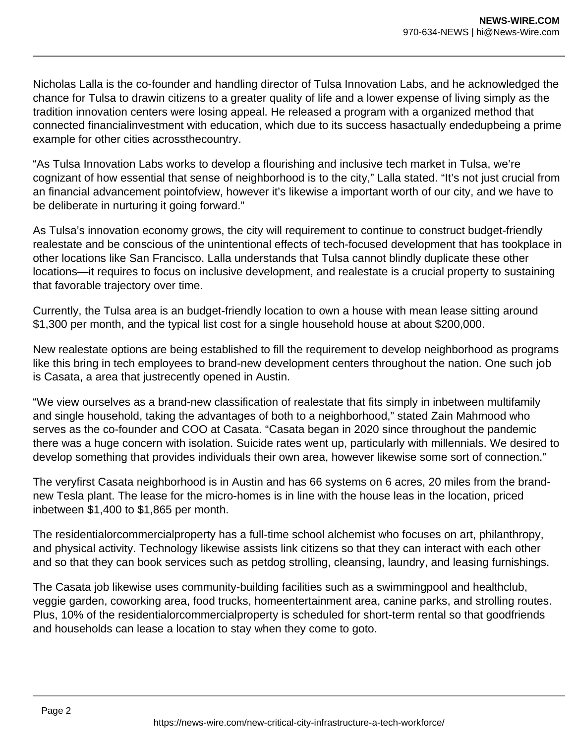Nicholas Lalla is the co-founder and handling director of Tulsa Innovation Labs, and he acknowledged the chance for Tulsa to drawin citizens to a greater quality of life and a lower expense of living simply as the tradition innovation centers were losing appeal. He released a program with a organized method that connected financialinvestment with education, which due to its success hasactually endedupbeing a prime example for other cities acrossthecountry.

“As Tulsa Innovation Labs works to develop a flourishing and inclusive tech market in Tulsa, we’re cognizant of how essential that sense of neighborhood is to the city,” Lalla stated. “It’s not just crucial from an financial advancement pointofview, however it’s likewise a important worth of our city, and we have to be deliberate in nurturing it going forward.”

As Tulsa’s innovation economy grows, the city will requirement to continue to construct budget-friendly realestate and be conscious of the unintentional effects of tech-focused development that has tookplace in other locations like San Francisco. Lalla understands that Tulsa cannot blindly duplicate these other locations—it requires to focus on inclusive development, and realestate is a crucial property to sustaining that favorable trajectory over time.

Currently, the Tulsa area is an budget-friendly location to own a house with mean lease sitting around $1,300 per month, and the typical list cost for a single household house at about $200,000.

New realestate options are being established to fill the requirement to develop neighborhood as programs like this bring in tech employees to brand-new development centers throughout the nation. One such job is Casata, a area that justrecently opened in Austin.

“We view ourselves as a brand-new classification of realestate that fits simply in inbetween multifamily and single household, taking the advantages of both to a neighborhood,” stated Zain Mahmood who serves as the co-founder and COO at Casata. “Casata began in 2020 since throughout the pandemic there was a huge concern with isolation. Suicide rates went up, particularly with millennials. We desired to develop something that provides individuals their own area, however likewise some sort of connection.”

The veryfirst Casata neighborhood is in Austin and has 66 systems on 6 acres, 20 miles from the brand-new Tesla plant. The lease for the micro-homes is in line with the house leas in the location, priced inbetween $1,400 to $1,865 per month.

The residentialorcommercialproperty has a full-time school alchemist who focuses on art, philanthropy, and physical activity. Technology likewise assists link citizens so that they can interact with each other and so that they can book services such as petdog strolling, cleansing, laundry, and leasing furnishings.

The Casata job likewise uses community-building facilities such as a swimmingpool and healthclub, veggie garden, coworking area, food trucks, homeentertainment area, canine parks, and strolling routes. Plus, 10% of the residentialorcommercialproperty is scheduled for short-term rental so that goodfriends and households can lease a location to stay when they come to goto.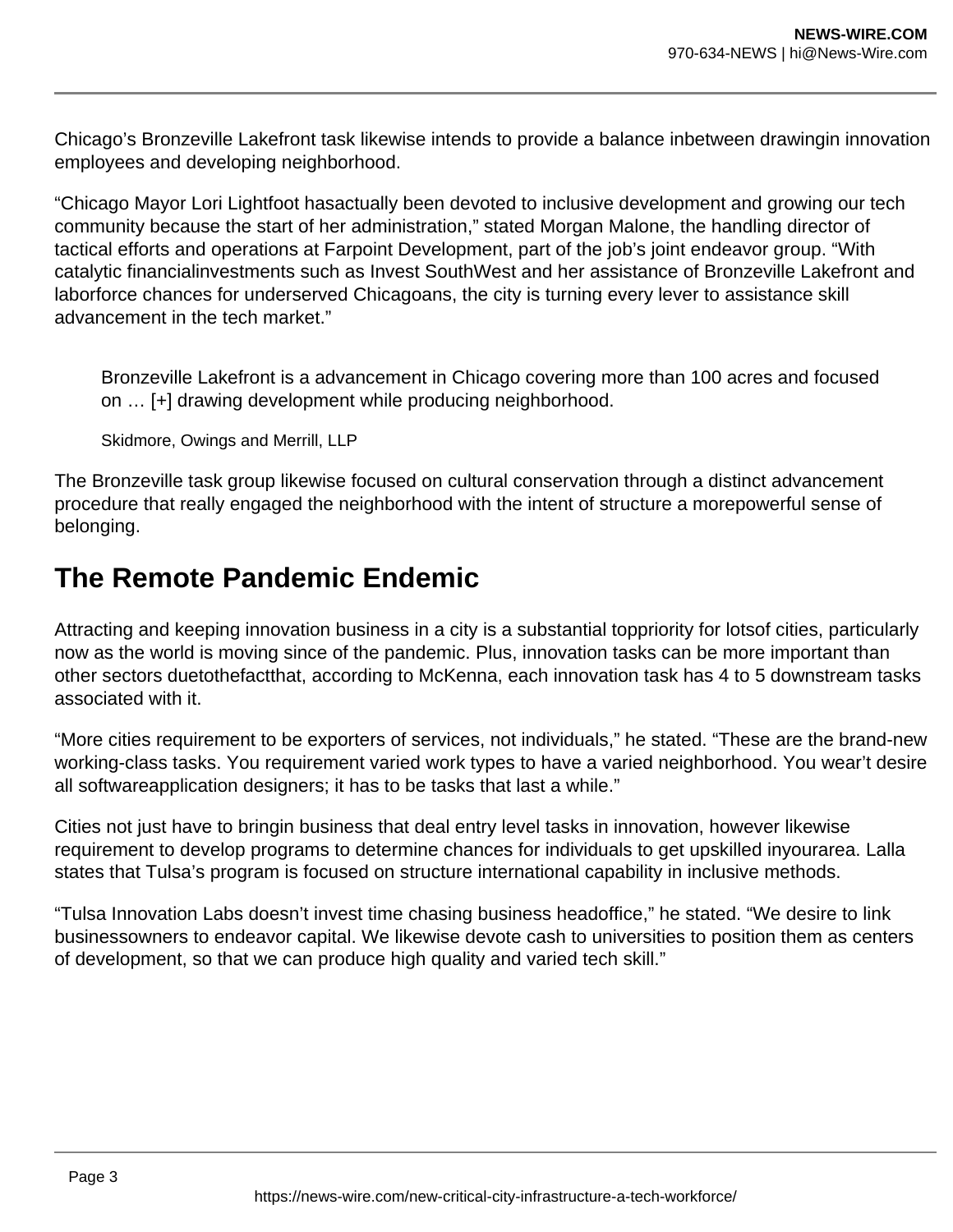Chicago's Bronzeville Lakefront task likewise intends to provide a balance inbetween drawingin innovation employees and developing neighborhood.

"Chicago Mayor Lori Lightfoot hasactually been devoted to inclusive development and growing our tech community because the start of her administration," stated Morgan Malone, the handling director of tactical efforts and operations at Farpoint Development, part of the job's joint endeavor group. "With catalytic financialinvestments such as Invest SouthWest and her assistance of Bronzeville Lakefront and laborforce chances for underserved Chicagoans, the city is turning every lever to assistance skill advancement in the tech market."

> Bronzeville Lakefront is a advancement in Chicago covering more than 100 acres and focused on … [+] drawing development while producing neighborhood.
>
> Skidmore, Owings and Merrill, LLP

The Bronzeville task group likewise focused on cultural conservation through a distinct advancement procedure that really engaged the neighborhood with the intent of structure a morepowerful sense of belonging.

## The Remote Pandemic Endemic

Attracting and keeping innovation business in a city is a substantial toppriority for lotsof cities, particularly now as the world is moving since of the pandemic. Plus, innovation tasks can be more important than other sectors duetothefactthat, according to McKenna, each innovation task has 4 to 5 downstream tasks associated with it.

"More cities requirement to be exporters of services, not individuals," he stated. "These are the brand-new working-class tasks. You requirement varied work types to have a varied neighborhood. You wear't desire all softwareapplication designers; it has to be tasks that last a while."

Cities not just have to bringin business that deal entry level tasks in innovation, however likewise requirement to develop programs to determine chances for individuals to get upskilled inyourarea. Lalla states that Tulsa's program is focused on structure international capability in inclusive methods.

"Tulsa Innovation Labs doesn't invest time chasing business headoffice," he stated. "We desire to link businessowners to endeavor capital. We likewise devote cash to universities to position them as centers of development, so that we can produce high quality and varied tech skill."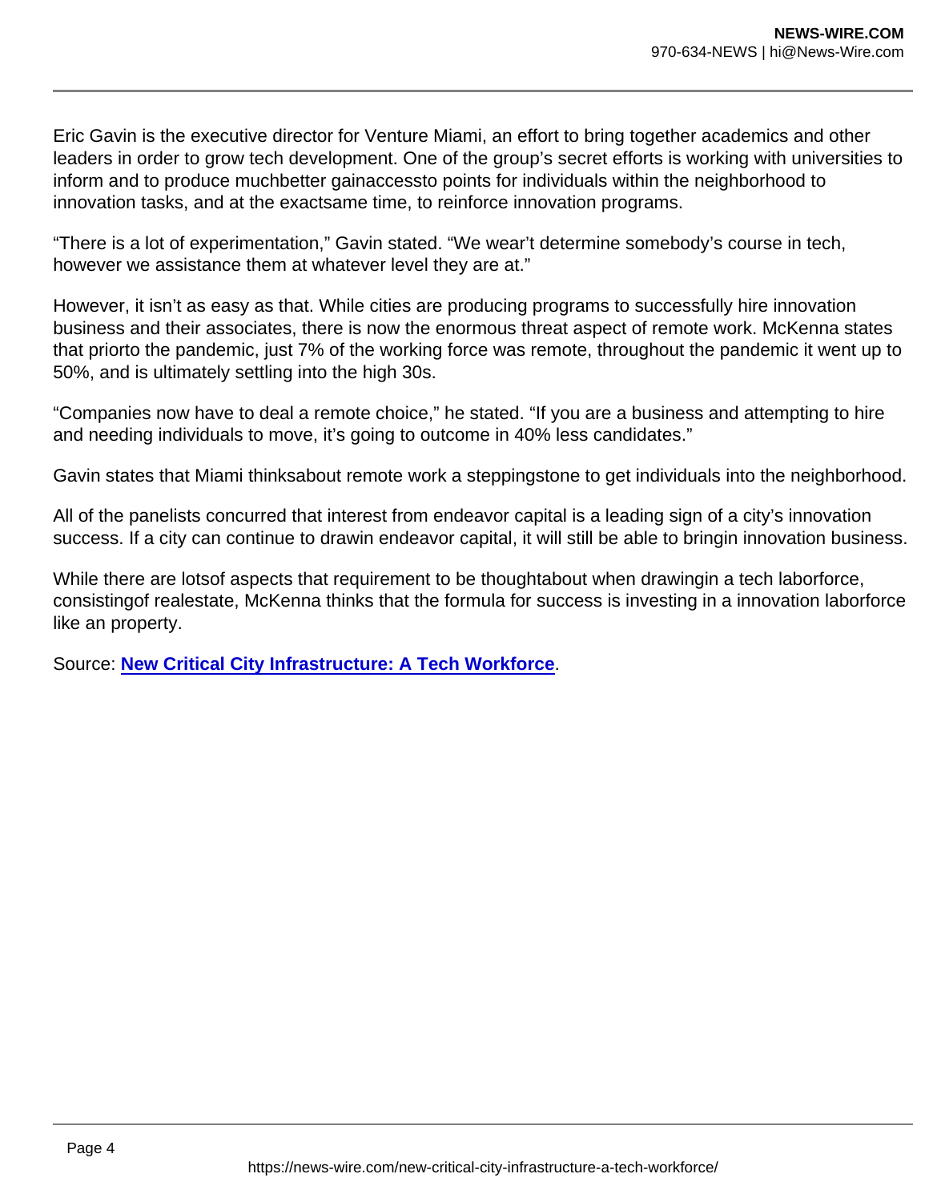Eric Gavin is the executive director for Venture Miami, an effort to bring together academics and other leaders in order to grow tech development. One of the group's secret efforts is working with universities to inform and to produce muchbetter gainaccessto points for individuals within the neighborhood to innovation tasks, and at the exactsame time, to reinforce innovation programs.

"There is a lot of experimentation," Gavin stated. "We wear't determine somebody's course in tech, however we assistance them at whatever level they are at."

However, it isn't as easy as that. While cities are producing programs to successfully hire innovation business and their associates, there is now the enormous threat aspect of remote work. McKenna states that priorto the pandemic, just 7% of the working force was remote, throughout the pandemic it went up to 50%, and is ultimately settling into the high 30s.

"Companies now have to deal a remote choice," he stated. "If you are a business and attempting to hire and needing individuals to move, it's going to outcome in 40% less candidates."

Gavin states that Miami thinksabout remote work a steppingstone to get individuals into the neighborhood.

All of the panelists concurred that interest from endeavor capital is a leading sign of a city's innovation success. If a city can continue to drawin endeavor capital, it will still be able to bringin innovation business.

While there are lotsof aspects that requirement to be thoughtabout when drawingin a tech laborforce, consistingof realestate, McKenna thinks that the formula for success is investing in a innovation laborforce like an property.

Source: **New Critical City Infrastructure: A Tech Workforce**.